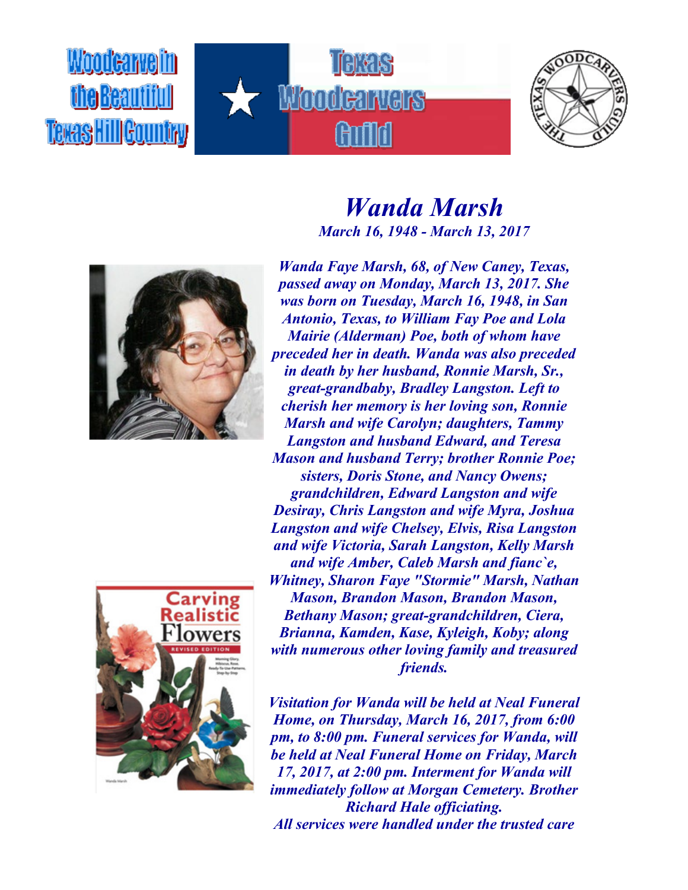Woodcarve in the Beautiful Texas Hill Country

Texas Woodcarvers Guild

# *Wanda Marsh*

***March 16, 1948 - March 13, 2017***

***Wanda Faye Marsh, 68, of New Caney, Texas, passed away on Monday, March 13, 2017. She was born on Tuesday, March 16, 1948, in San Antonio, Texas, to William Fay Poe and Lola Mairie (Alderman) Poe, both of whom have preceded her in death. Wanda was also preceded in death by her husband, Ronnie Marsh, Sr., great-grandbaby, Bradley Langston. Left to cherish her memory is her loving son, Ronnie Marsh and wife Carolyn; daughters, Tammy Langston and husband Edward, and Teresa Mason and husband Terry; brother Ronnie Poe; sisters, Doris Stone, and Nancy Owens; grandchildren, Edward Langston and wife Desiray, Chris Langston and wife Myra, Joshua Langston and wife Chelsey, Elvis, Risa Langston and wife Victoria, Sarah Langston, Kelly Marsh and wife Amber, Caleb Marsh and fianc`e, Whitney, Sharon Faye "Stormie" Marsh, Nathan Mason, Brandon Mason, Brandon Mason, Bethany Mason; great-grandchildren, Ciera, Brianna, Kamden, Kase, Kyleigh, Koby; along with numerous other loving family and treasured friends.***

***Visitation for Wanda will be held at Neal Funeral Home, on Thursday, March 16, 2017, from 6:00 pm, to 8:00 pm. Funeral services for Wanda, will be held at Neal Funeral Home on Friday, March 17, 2017, at 2:00 pm. Interment for Wanda will immediately follow at Morgan Cemetery. Brother Richard Hale officiating.***

***All services were handled under the trusted care***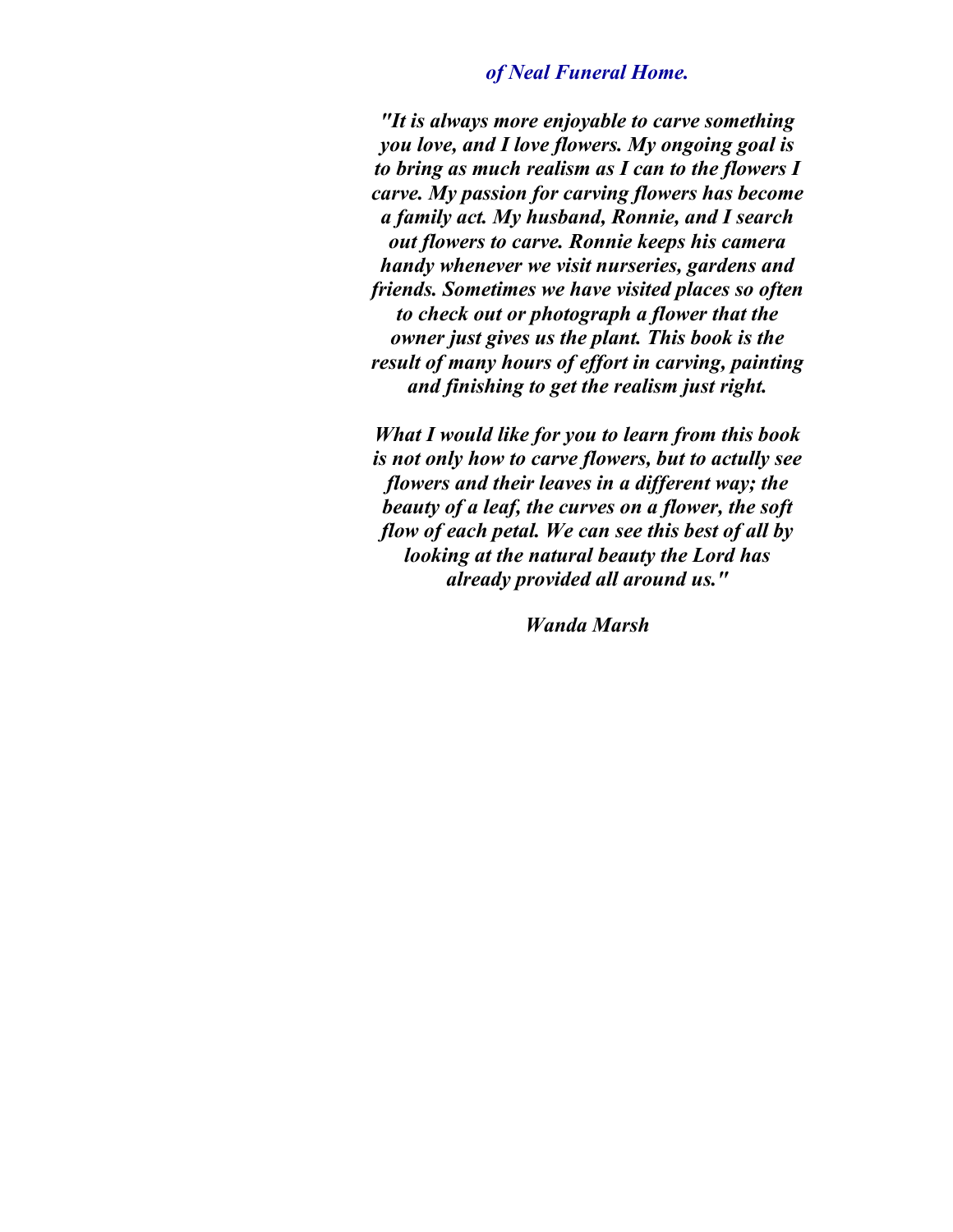***of Neal Funeral Home.***

***"It is always more enjoyable to carve something you love, and I love flowers. My ongoing goal is to bring as much realism as I can to the flowers I carve. My passion for carving flowers has become a family act. My husband, Ronnie, and I search out flowers to carve. Ronnie keeps his camera handy whenever we visit nurseries, gardens and friends. Sometimes we have visited places so often to check out or photograph a flower that the owner just gives us the plant. This book is the result of many hours of effort in carving, painting and finishing to get the realism just right.***

***What I would like for you to learn from this book is not only how to carve flowers, but to actully see flowers and their leaves in a different way; the beauty of a leaf, the curves on a flower, the soft flow of each petal. We can see this best of all by looking at the natural beauty the Lord has already provided all around us."***

***Wanda Marsh***